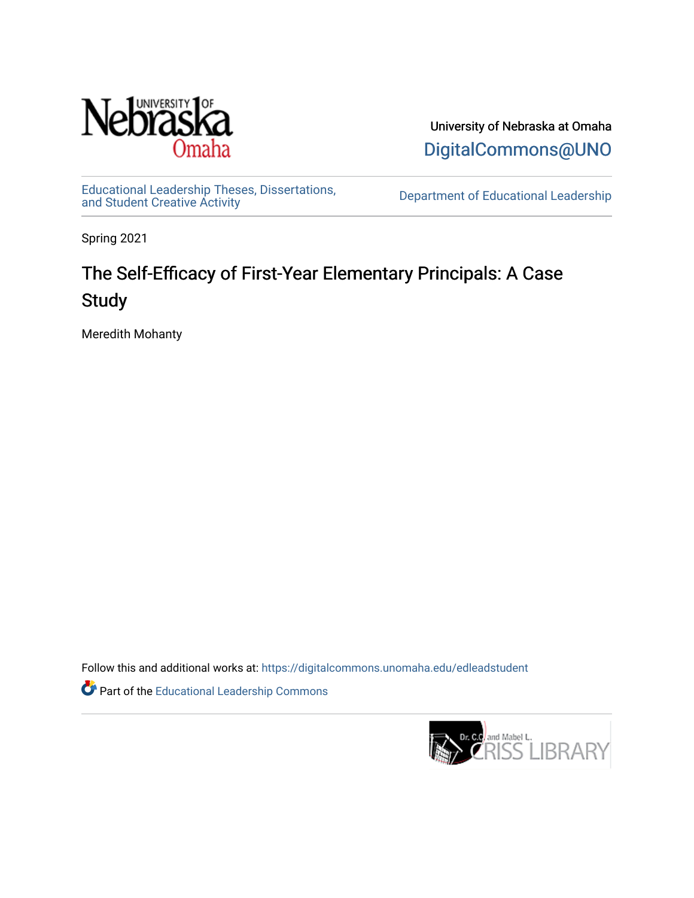University of Nebraska at Omaha

DigitalCommons@UNO

Educational Leadership Theses, Dissertations, and Student Creative Activity

Department of Educational Leadership

Spring 2021

# The Self-Efficacy of First-Year Elementary Principals: A Case Study

Meredith Mohanty

Follow this and additional works at: https://digitalcommons.unomaha.edu/edleadstudent

Part of the Educational Leadership Commons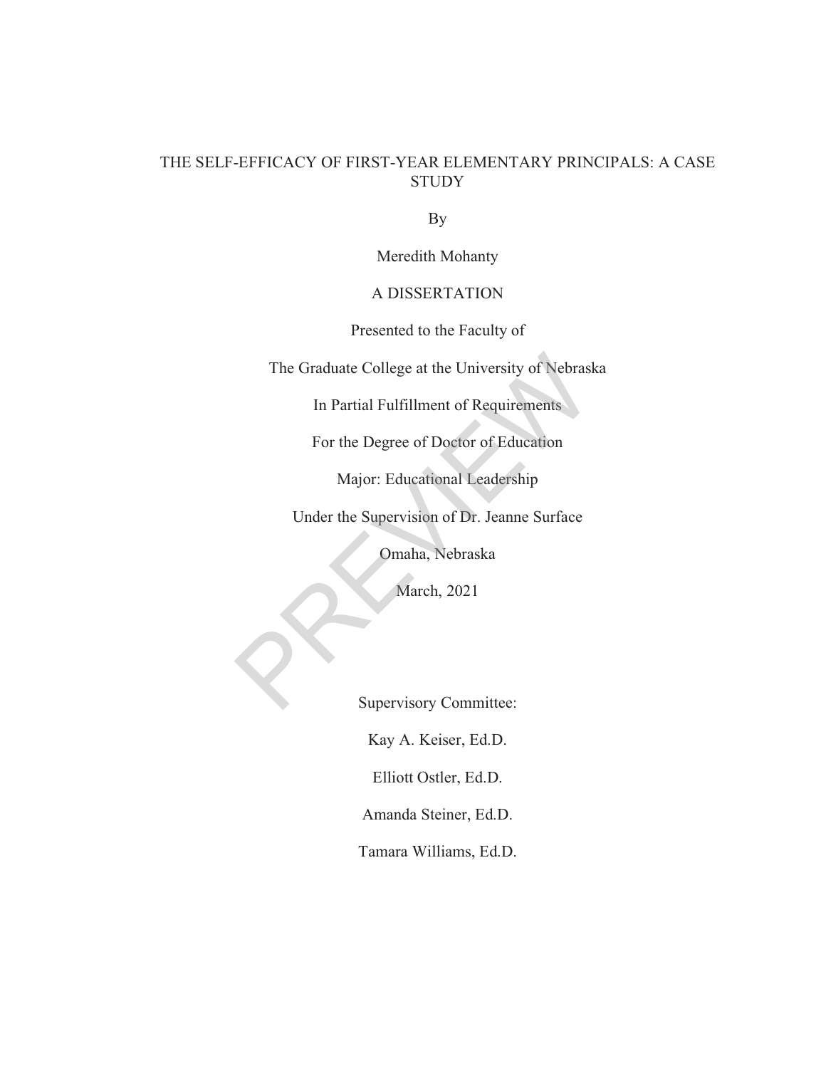# THE SELF-EFFICACY OF FIRST-YEAR ELEMENTARY PRINCIPALS: A CASE STUDY

By

Meredith Mohanty

A DISSERTATION

Presented to the Faculty of

The Graduate College at the University of Nebraska

In Partial Fulfillment of Requirements

For the Degree of Doctor of Education

Major: Educational Leadership

Under the Supervision of Dr. Jeanne Surface

Omaha, Nebraska

March, 2021

Supervisory Committee:

Kay A. Keiser, Ed.D.

Elliott Ostler, Ed.D.

Amanda Steiner, Ed.D.

Tamara Williams, Ed.D.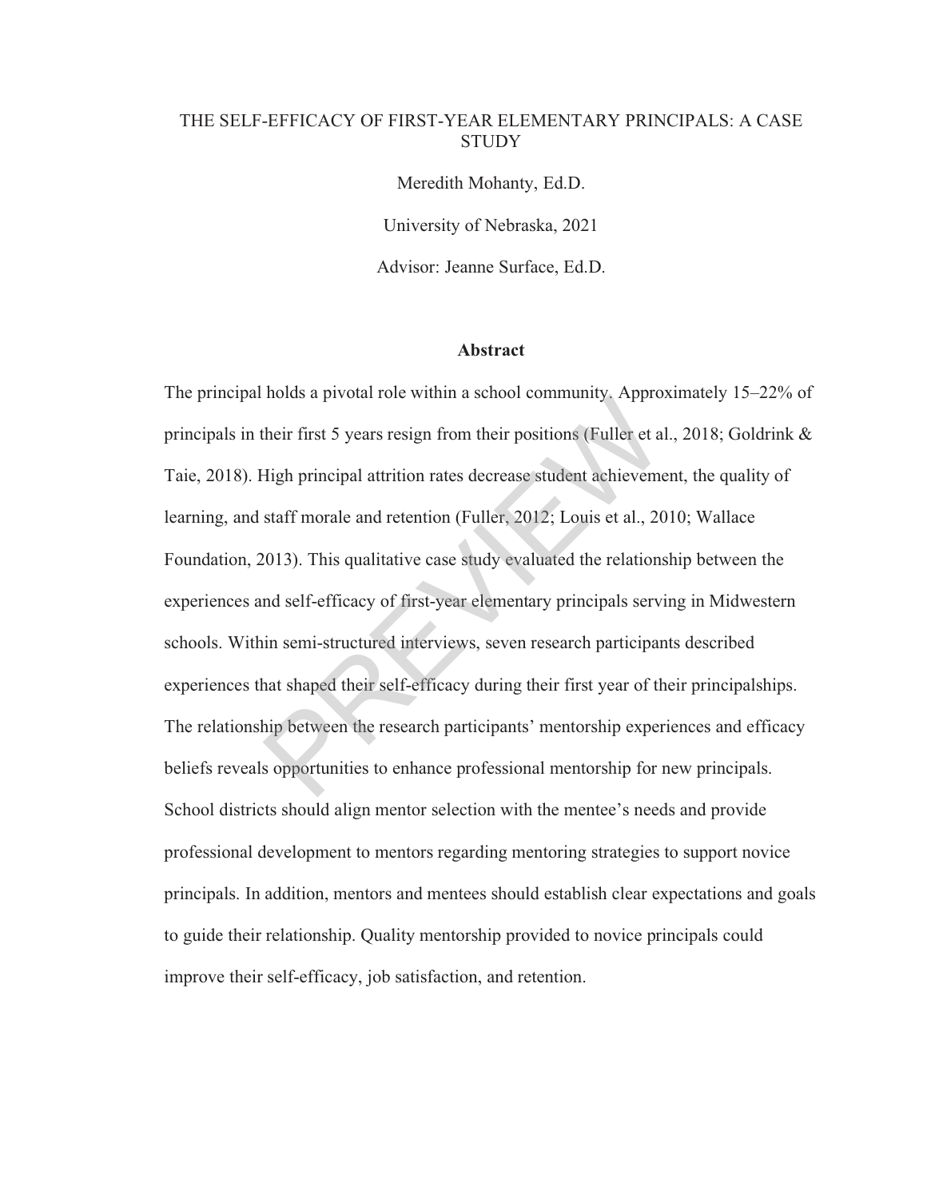# THE SELF-EFFICACY OF FIRST-YEAR ELEMENTARY PRINCIPALS: A CASE STUDY

Meredith Mohanty, Ed.D.

University of Nebraska, 2021

Advisor: Jeanne Surface, Ed.D.

## Abstract

The principal holds a pivotal role within a school community. Approximately 15–22% of principals in their first 5 years resign from their positions (Fuller et al., 2018; Goldrink & Taie, 2018). High principal attrition rates decrease student achievement, the quality of learning, and staff morale and retention (Fuller, 2012; Louis et al., 2010; Wallace Foundation, 2013). This qualitative case study evaluated the relationship between the experiences and self-efficacy of first-year elementary principals serving in Midwestern schools. Within semi-structured interviews, seven research participants described experiences that shaped their self-efficacy during their first year of their principalships. The relationship between the research participants' mentorship experiences and efficacy beliefs reveals opportunities to enhance professional mentorship for new principals. School districts should align mentor selection with the mentee's needs and provide professional development to mentors regarding mentoring strategies to support novice principals. In addition, mentors and mentees should establish clear expectations and goals to guide their relationship. Quality mentorship provided to novice principals could improve their self-efficacy, job satisfaction, and retention.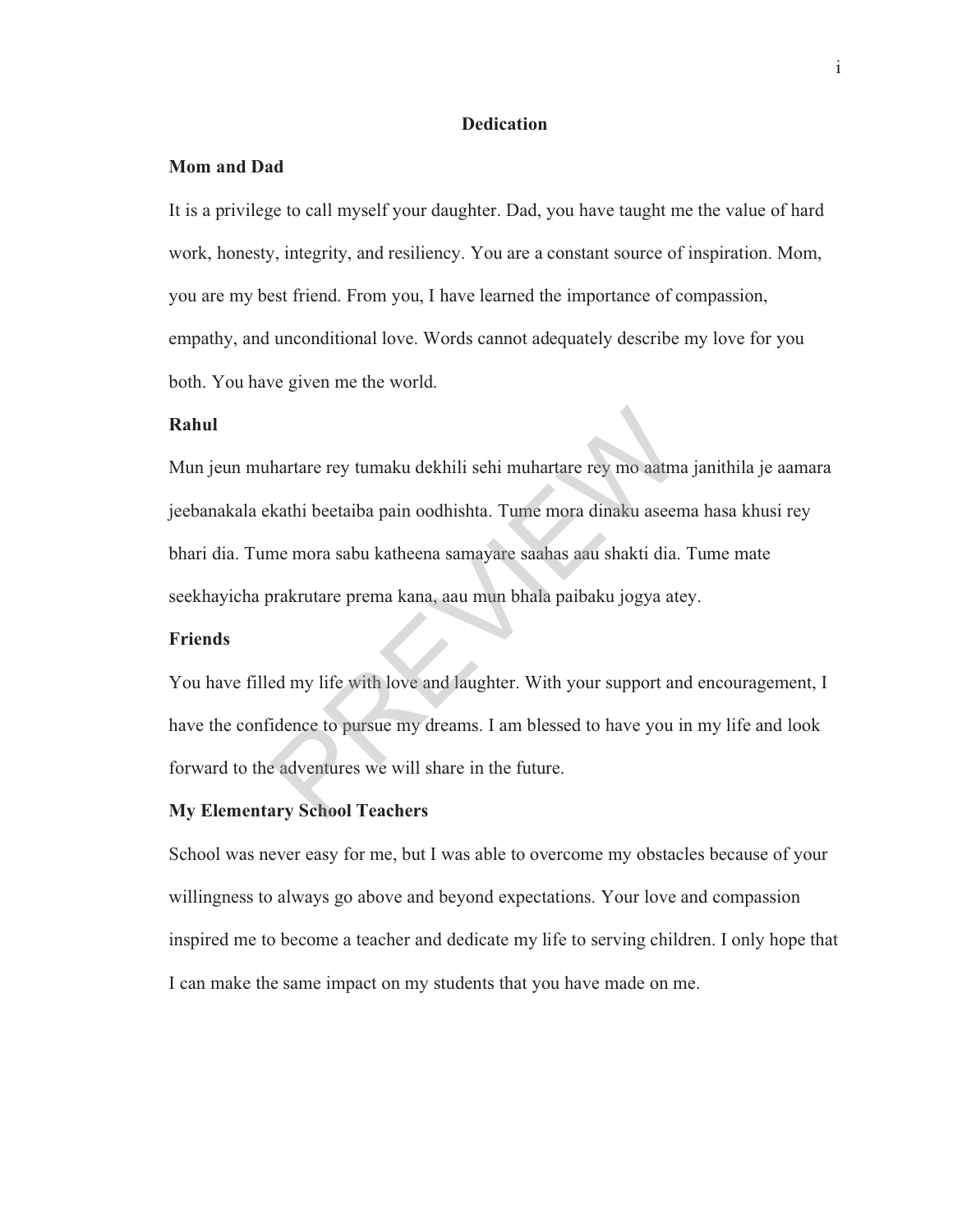# Dedication

**Mom and Dad**

It is a privilege to call myself your daughter. Dad, you have taught me the value of hard work, honesty, integrity, and resiliency. You are a constant source of inspiration. Mom, you are my best friend. From you, I have learned the importance of compassion, empathy, and unconditional love. Words cannot adequately describe my love for you both. You have given me the world.

**Rahul**

Mun jeun muhartare rey tumaku dekhili sehi muhartare rey mo aatma janithila je aamara jeebanakala ekathi beetaiba pain oodhishta. Tume mora dinaku aseema hasa khusi rey bhari dia. Tume mora sabu katheena samayare saahas aau shakti dia. Tume mate seekhayicha prakrutare prema kana, aau mun bhala paibaku jogya atey.

**Friends**

You have filled my life with love and laughter. With your support and encouragement, I have the confidence to pursue my dreams. I am blessed to have you in my life and look forward to the adventures we will share in the future.

**My Elementary School Teachers**

School was never easy for me, but I was able to overcome my obstacles because of your willingness to always go above and beyond expectations. Your love and compassion inspired me to become a teacher and dedicate my life to serving children. I only hope that I can make the same impact on my students that you have made on me.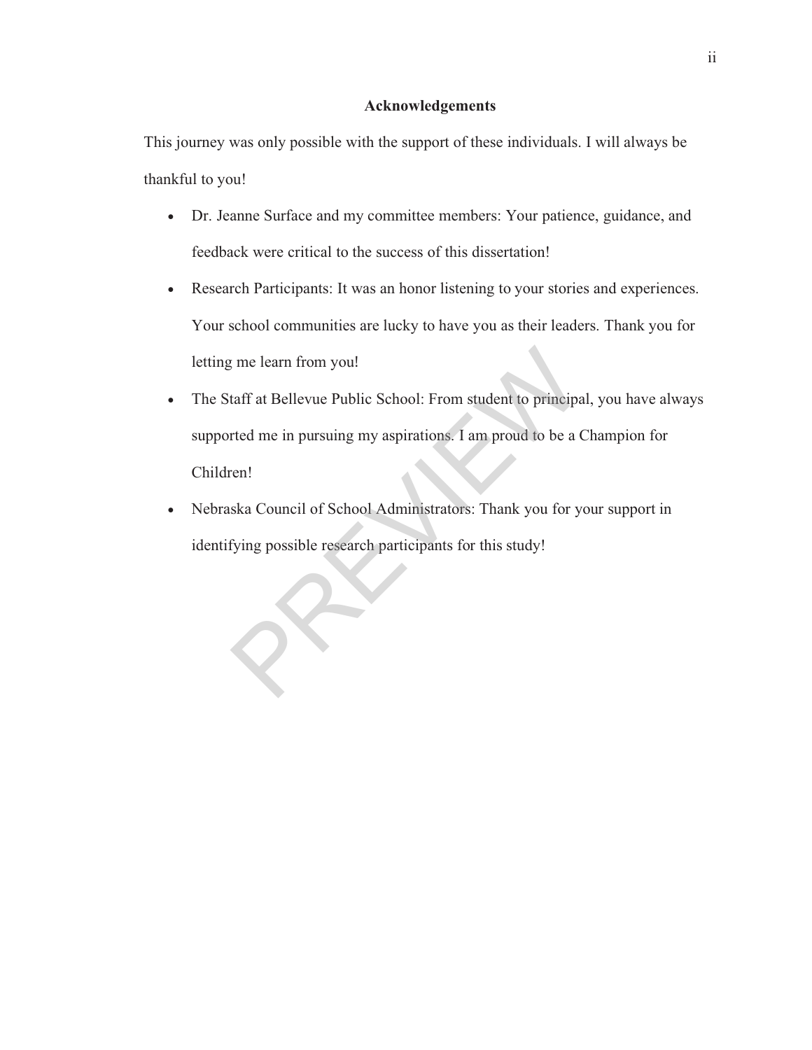## Acknowledgements

This journey was only possible with the support of these individuals. I will always be thankful to you!

- Dr. Jeanne Surface and my committee members: Your patience, guidance, and feedback were critical to the success of this dissertation!
- Research Participants: It was an honor listening to your stories and experiences. Your school communities are lucky to have you as their leaders. Thank you for letting me learn from you!
- The Staff at Bellevue Public School: From student to principal, you have always supported me in pursuing my aspirations. I am proud to be a Champion for Children!
- Nebraska Council of School Administrators: Thank you for your support in identifying possible research participants for this study!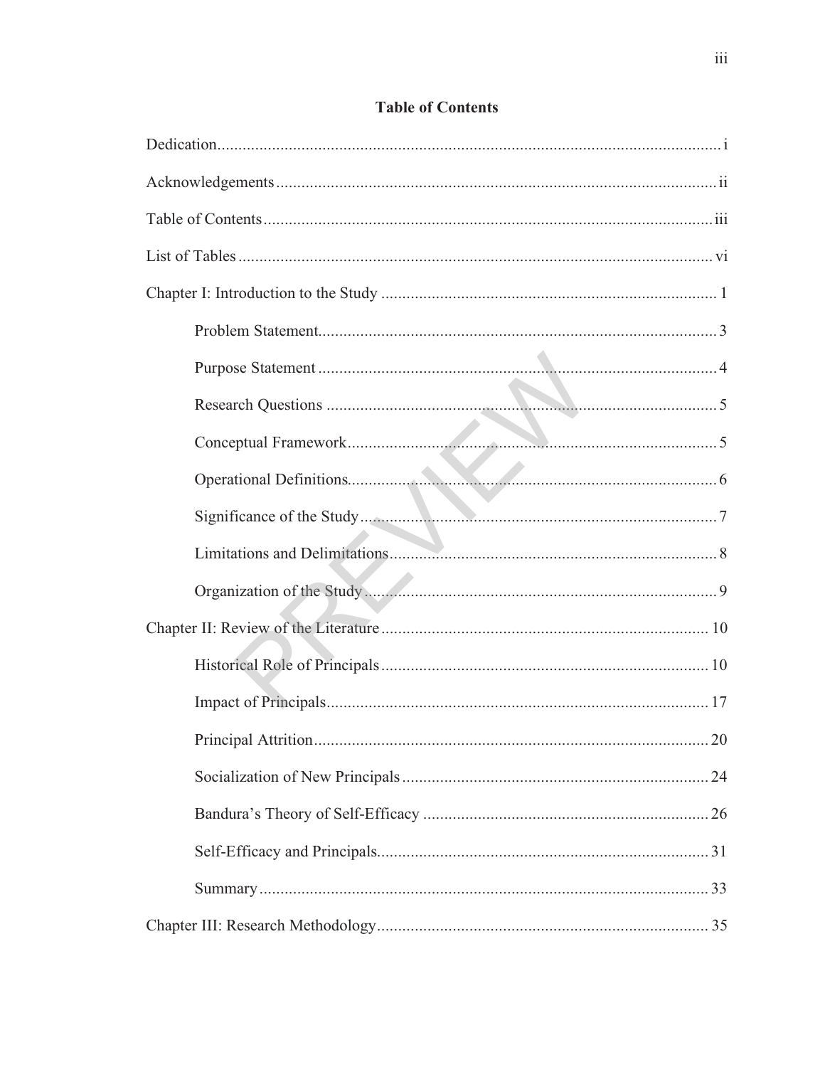**Table of Contents**

Dedication.................................................................................................................. i

Acknowledgements ...................................................................................................ii

Table of Contents......................................................................................................iii

List of Tables ........................................................................................................... vi

Chapter I: Introduction to the Study ......................................................................... 1

    Problem Statement.............................................................................................. 3

    Purpose Statement .............................................................................................. 4

    Research Questions ............................................................................................ 5

    Conceptual Framework....................................................................................... 5

    Operational Definitions....................................................................................... 6

    Significance of the Study.................................................................................... 7

    Limitations and Delimitations............................................................................. 8

    Organization of the Study ................................................................................... 9

Chapter II: Review of the Literature ....................................................................... 10

    Historical Role of Principals ............................................................................. 10

    Impact of Principals.......................................................................................... 17

    Principal Attrition............................................................................................. 20

    Socialization of New Principals ........................................................................ 24

    Bandura's Theory of Self-Efficacy ................................................................... 26

    Self-Efficacy and Principals.............................................................................. 31

    Summary .......................................................................................................... 33

Chapter III: Research Methodology........................................................................ 35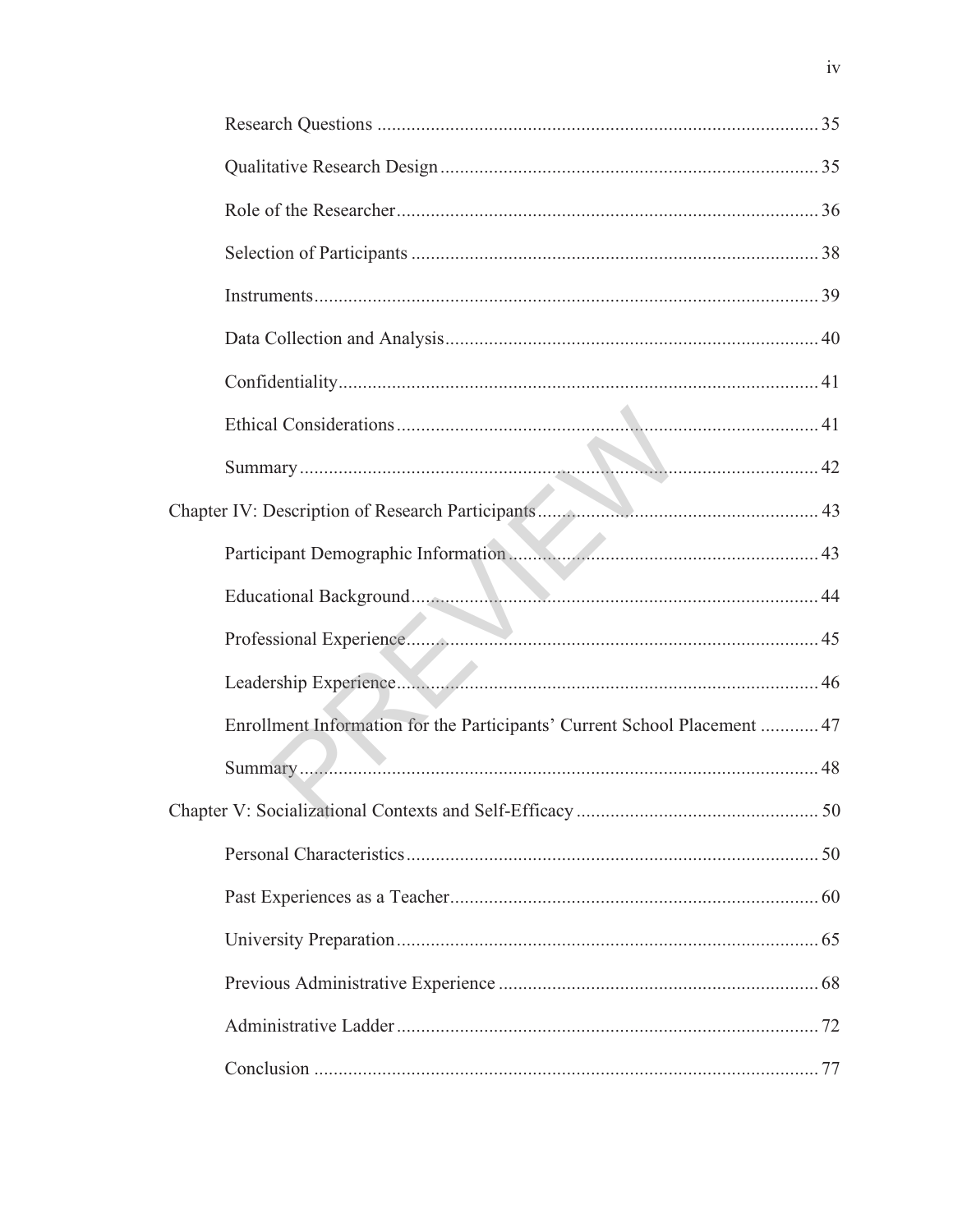Research Questions .......................................................................................... 35

Qualitative Research Design ............................................................................. 35

Role of the Researcher...................................................................................... 36

Selection of Participants ................................................................................... 38

Instruments....................................................................................................... 39

Data Collection and Analysis............................................................................ 40

Confidentiality.................................................................................................. 41

Ethical Considerations ...................................................................................... 41

Summary.......................................................................................................... 42

Chapter IV: Description of Research Participants......................................................... 43

Participant Demographic Information ............................................................... 43

Educational Background................................................................................... 44

Professional Experience.................................................................................... 45

Leadership Experience...................................................................................... 46

Enrollment Information for the Participants' Current School Placement ............ 47

Summary.......................................................................................................... 48

Chapter V: Socializational Contexts and Self-Efficacy ................................................. 50

Personal Characteristics.................................................................................... 50

Past Experiences as a Teacher........................................................................... 60

University Preparation...................................................................................... 65

Previous Administrative Experience ................................................................. 68

Administrative Ladder...................................................................................... 72

Conclusion ....................................................................................................... 77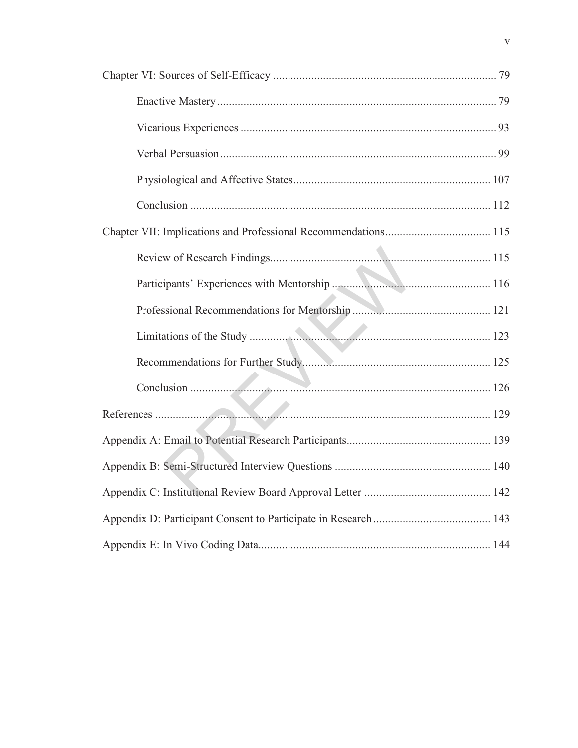Chapter VI: Sources of Self-Efficacy ........................................................................... 79

Enactive Mastery .............................................................................................. 79

Vicarious Experiences ...................................................................................... 93

Verbal Persuasion ............................................................................................. 99

Physiological and Affective States .................................................................. 107

Conclusion ..................................................................................................... 112

Chapter VII: Implications and Professional Recommendations ................................... 115

Review of Research Findings .......................................................................... 115

Participants' Experiences with Mentorship ..................................................... 116

Professional Recommendations for Mentorship .............................................. 121

Limitations of the Study ................................................................................. 123

Recommendations for Further Study ............................................................... 125

Conclusion ..................................................................................................... 126

References ................................................................................................................. 129

Appendix A: Email to Potential Research Participants ................................................ 139

Appendix B: Semi-Structured Interview Questions .................................................... 140

Appendix C: Institutional Review Board Approval Letter .......................................... 142

Appendix D: Participant Consent to Participate in Research ........................................ 143

Appendix E: In Vivo Coding Data .............................................................................. 144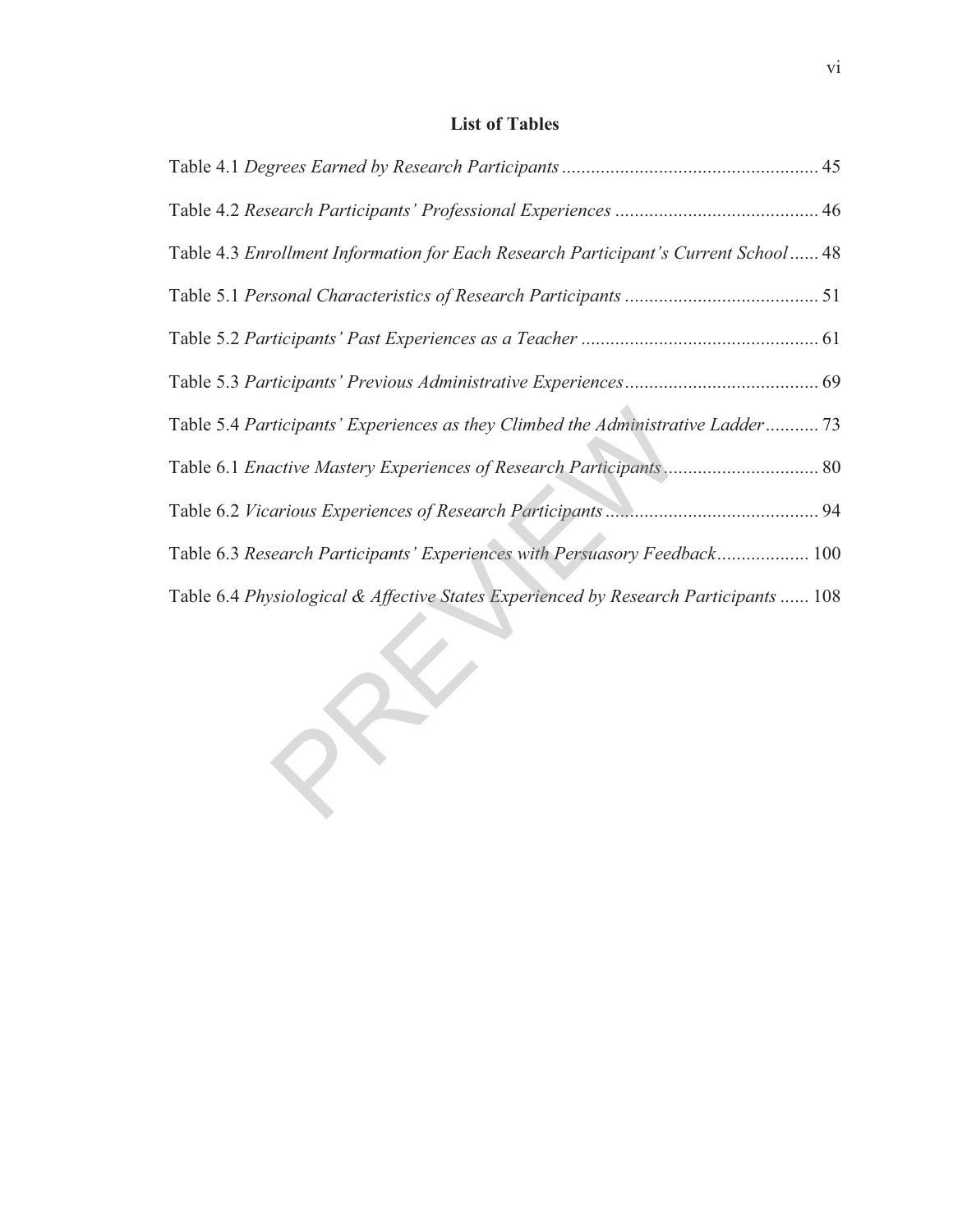## List of Tables

Table 4.1 *Degrees Earned by Research Participants* .................................................... 45

Table 4.2 *Research Participants' Professional Experiences* .......................................... 46

Table 4.3 *Enrollment Information for Each Research Participant's Current School* ...... 48

Table 5.1 *Personal Characteristics of Research Participants* ........................................ 51

Table 5.2 *Participants' Past Experiences as a Teacher* ................................................. 61

Table 5.3 *Participants' Previous Administrative Experiences* ........................................ 69

Table 5.4 *Participants' Experiences as they Climbed the Administrative Ladder* ........... 73

Table 6.1 *Enactive Mastery Experiences of Research Participants* ................................ 80

Table 6.2 *Vicarious Experiences of Research Participants* ............................................ 94

Table 6.3 *Research Participants' Experiences with Persuasory Feedback* ................... 100

Table 6.4 *Physiological & Affective States Experienced by Research Participants* ...... 108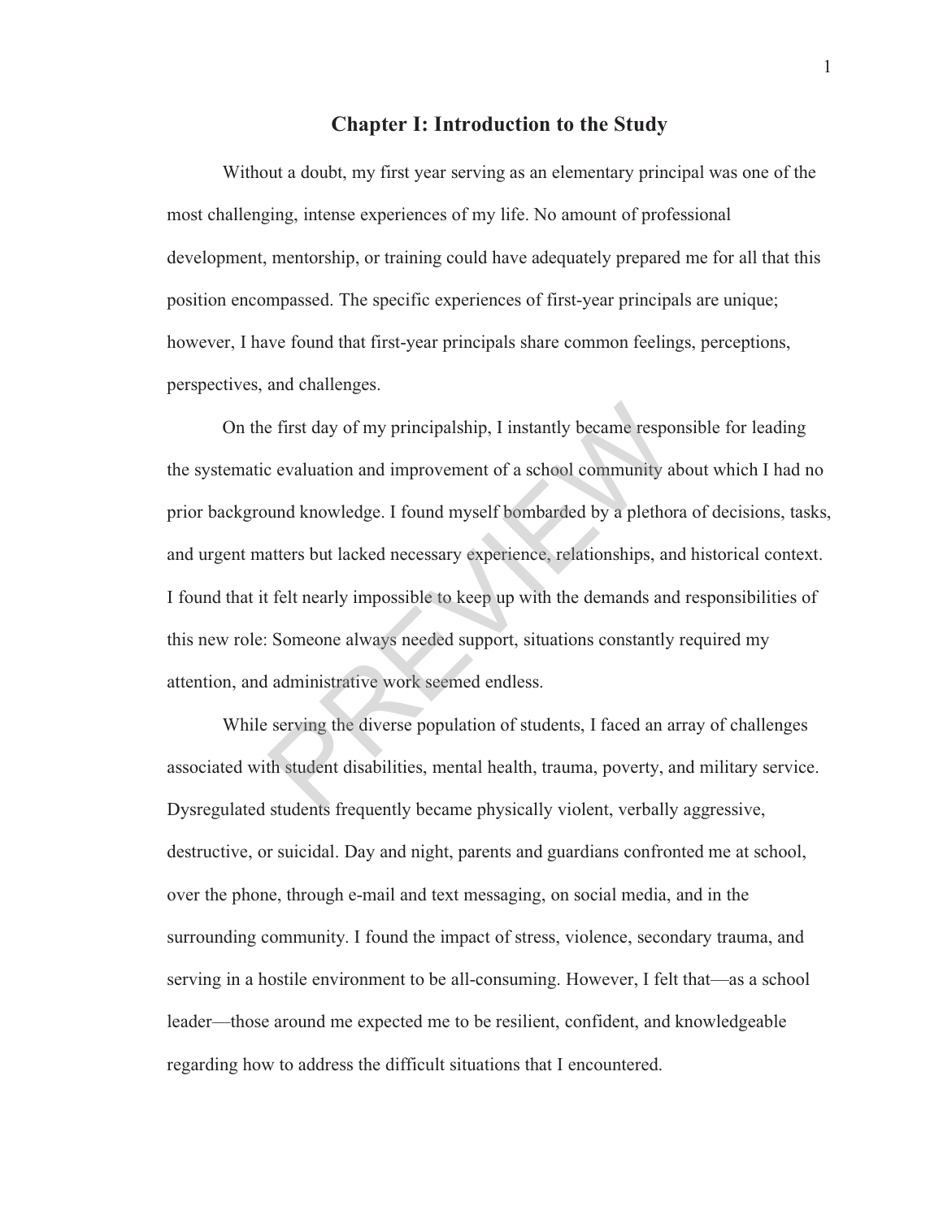# Chapter I: Introduction to the Study

Without a doubt, my first year serving as an elementary principal was one of the most challenging, intense experiences of my life. No amount of professional development, mentorship, or training could have adequately prepared me for all that this position encompassed. The specific experiences of first-year principals are unique; however, I have found that first-year principals share common feelings, perceptions, perspectives, and challenges.

On the first day of my principalship, I instantly became responsible for leading the systematic evaluation and improvement of a school community about which I had no prior background knowledge. I found myself bombarded by a plethora of decisions, tasks, and urgent matters but lacked necessary experience, relationships, and historical context. I found that it felt nearly impossible to keep up with the demands and responsibilities of this new role: Someone always needed support, situations constantly required my attention, and administrative work seemed endless.

While serving the diverse population of students, I faced an array of challenges associated with student disabilities, mental health, trauma, poverty, and military service. Dysregulated students frequently became physically violent, verbally aggressive, destructive, or suicidal. Day and night, parents and guardians confronted me at school, over the phone, through e-mail and text messaging, on social media, and in the surrounding community. I found the impact of stress, violence, secondary trauma, and serving in a hostile environment to be all-consuming. However, I felt that—as a school leader—those around me expected me to be resilient, confident, and knowledgeable regarding how to address the difficult situations that I encountered.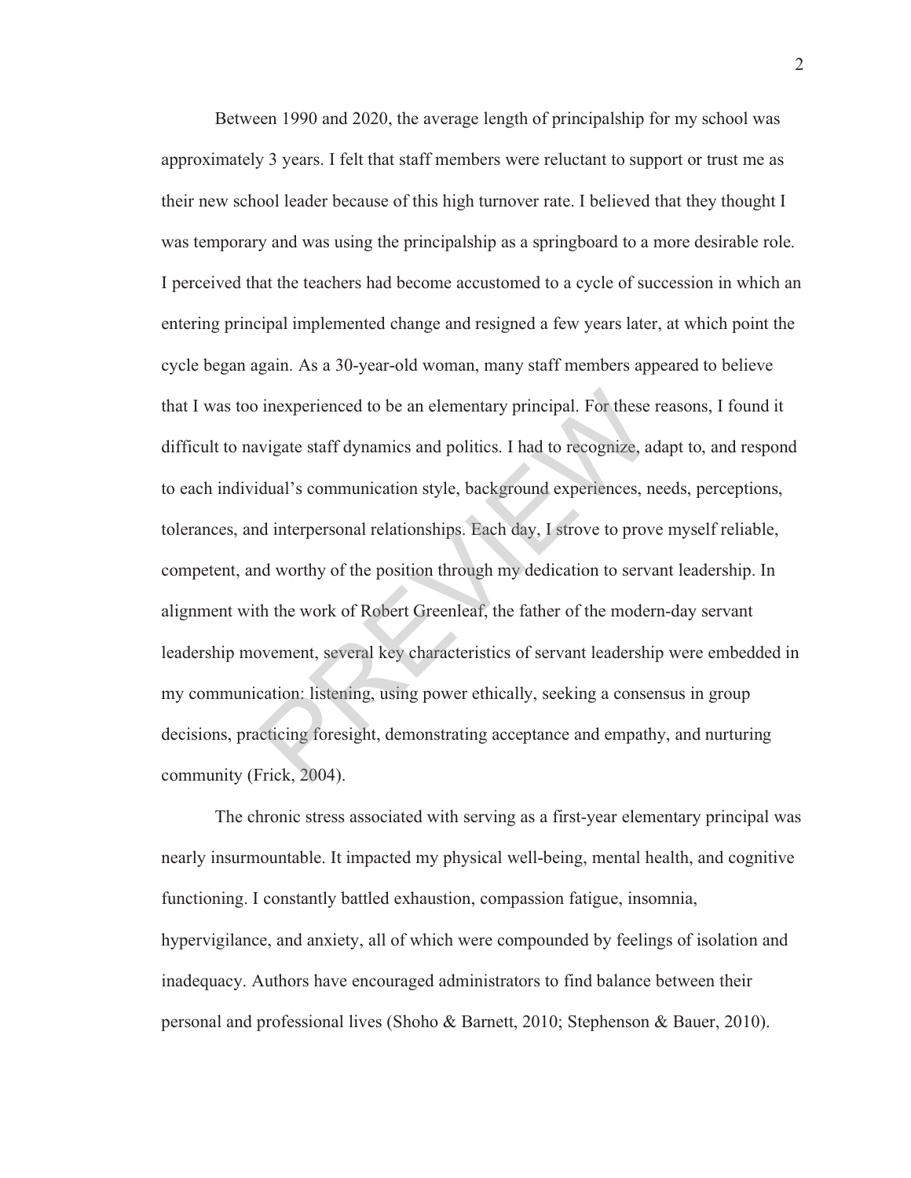Between 1990 and 2020, the average length of principalship for my school was approximately 3 years. I felt that staff members were reluctant to support or trust me as their new school leader because of this high turnover rate. I believed that they thought I was temporary and was using the principalship as a springboard to a more desirable role. I perceived that the teachers had become accustomed to a cycle of succession in which an entering principal implemented change and resigned a few years later, at which point the cycle began again. As a 30-year-old woman, many staff members appeared to believe that I was too inexperienced to be an elementary principal. For these reasons, I found it difficult to navigate staff dynamics and politics. I had to recognize, adapt to, and respond to each individual's communication style, background experiences, needs, perceptions, tolerances, and interpersonal relationships. Each day, I strove to prove myself reliable, competent, and worthy of the position through my dedication to servant leadership. In alignment with the work of Robert Greenleaf, the father of the modern-day servant leadership movement, several key characteristics of servant leadership were embedded in my communication: listening, using power ethically, seeking a consensus in group decisions, practicing foresight, demonstrating acceptance and empathy, and nurturing community (Frick, 2004).

The chronic stress associated with serving as a first-year elementary principal was nearly insurmountable. It impacted my physical well-being, mental health, and cognitive functioning. I constantly battled exhaustion, compassion fatigue, insomnia, hypervigilance, and anxiety, all of which were compounded by feelings of isolation and inadequacy. Authors have encouraged administrators to find balance between their personal and professional lives (Shoho & Barnett, 2010; Stephenson & Bauer, 2010).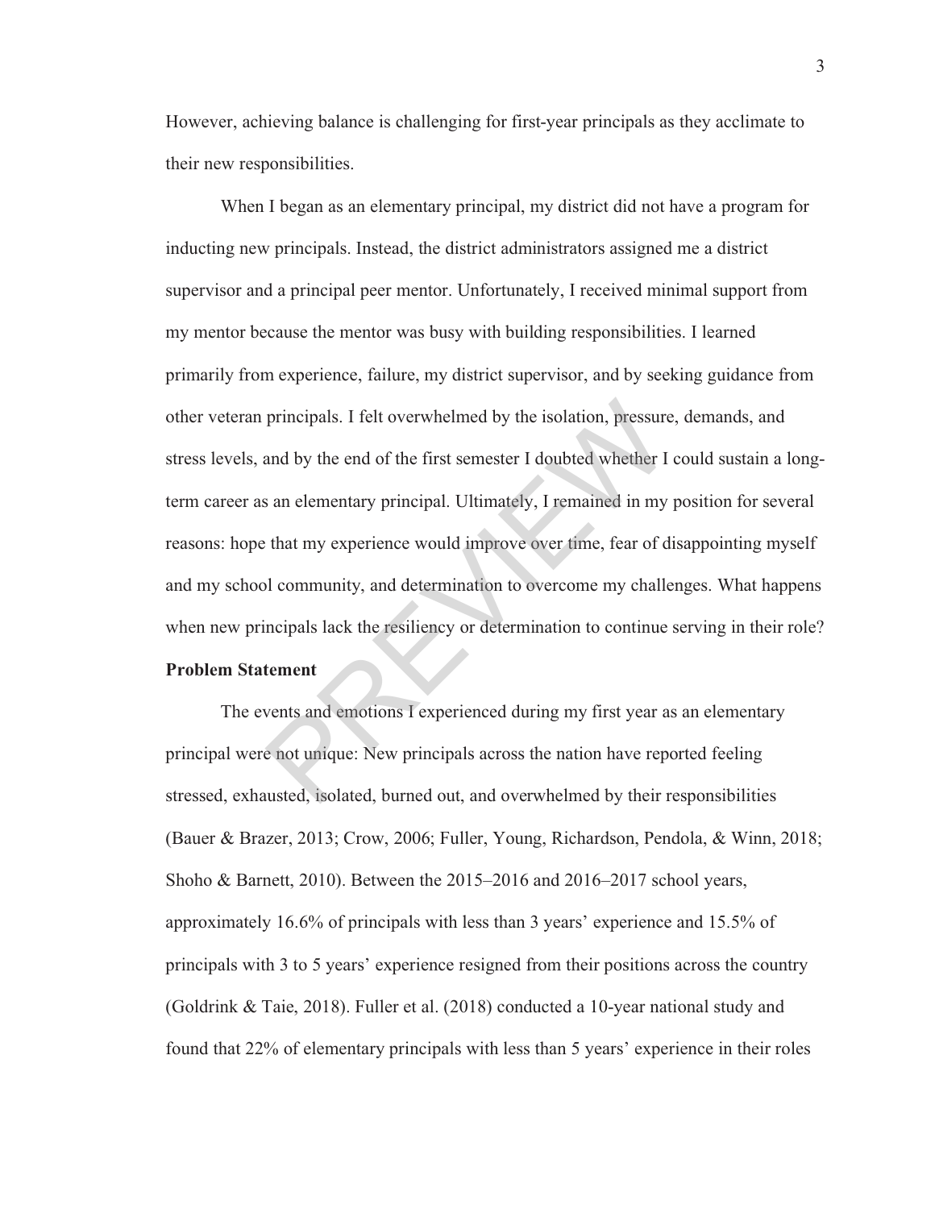However, achieving balance is challenging for first-year principals as they acclimate to their new responsibilities.

When I began as an elementary principal, my district did not have a program for inducting new principals. Instead, the district administrators assigned me a district supervisor and a principal peer mentor. Unfortunately, I received minimal support from my mentor because the mentor was busy with building responsibilities. I learned primarily from experience, failure, my district supervisor, and by seeking guidance from other veteran principals. I felt overwhelmed by the isolation, pressure, demands, and stress levels, and by the end of the first semester I doubted whether I could sustain a long-term career as an elementary principal. Ultimately, I remained in my position for several reasons: hope that my experience would improve over time, fear of disappointing myself and my school community, and determination to overcome my challenges. What happens when new principals lack the resiliency or determination to continue serving in their role?

## Problem Statement

The events and emotions I experienced during my first year as an elementary principal were not unique: New principals across the nation have reported feeling stressed, exhausted, isolated, burned out, and overwhelmed by their responsibilities (Bauer & Brazer, 2013; Crow, 2006; Fuller, Young, Richardson, Pendola, & Winn, 2018; Shoho & Barnett, 2010). Between the 2015–2016 and 2016–2017 school years, approximately 16.6% of principals with less than 3 years' experience and 15.5% of principals with 3 to 5 years' experience resigned from their positions across the country (Goldrink & Taie, 2018). Fuller et al. (2018) conducted a 10-year national study and found that 22% of elementary principals with less than 5 years' experience in their roles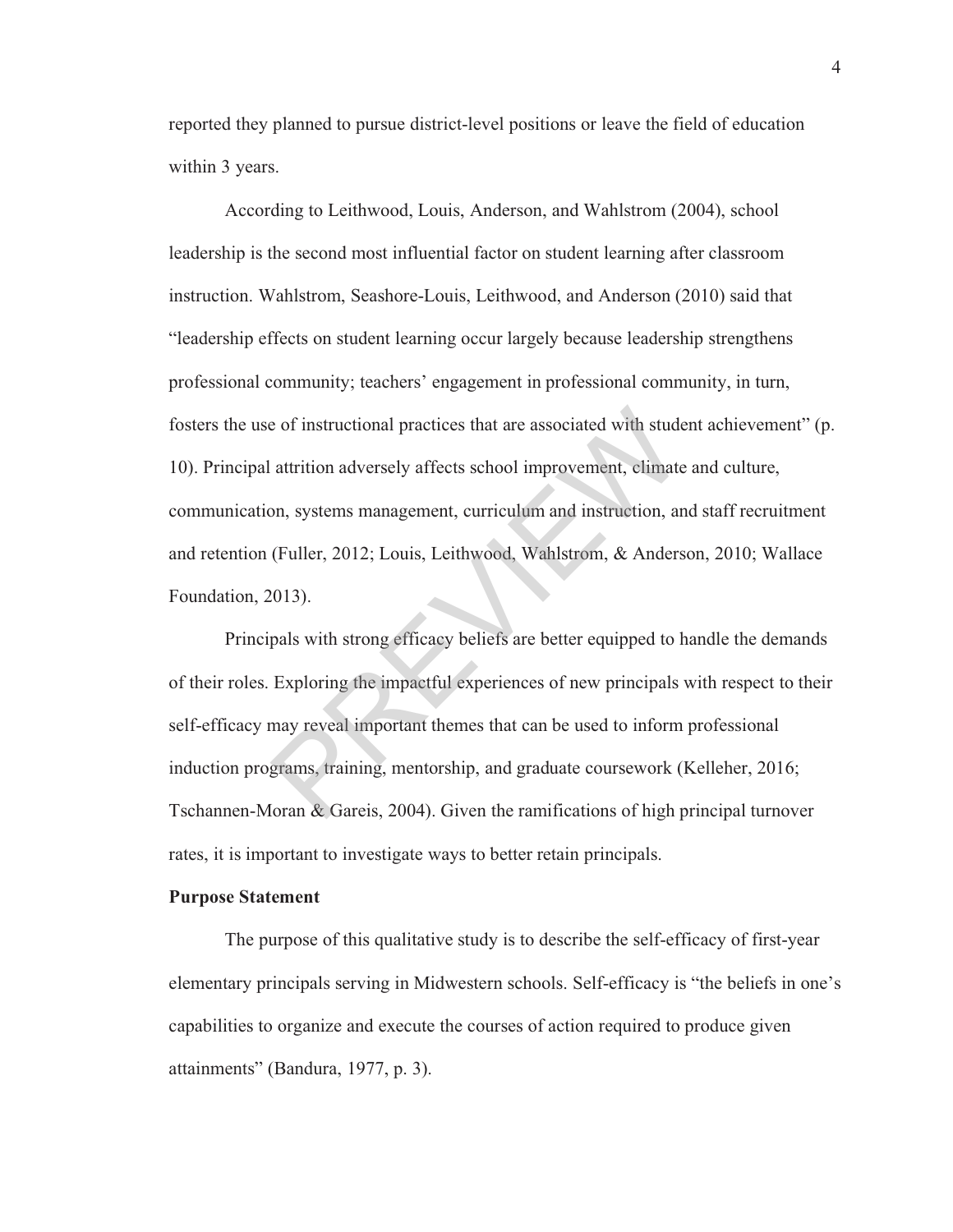reported they planned to pursue district-level positions or leave the field of education within 3 years.

According to Leithwood, Louis, Anderson, and Wahlstrom (2004), school leadership is the second most influential factor on student learning after classroom instruction. Wahlstrom, Seashore-Louis, Leithwood, and Anderson (2010) said that "leadership effects on student learning occur largely because leadership strengthens professional community; teachers' engagement in professional community, in turn, fosters the use of instructional practices that are associated with student achievement" (p. 10). Principal attrition adversely affects school improvement, climate and culture, communication, systems management, curriculum and instruction, and staff recruitment and retention (Fuller, 2012; Louis, Leithwood, Wahlstrom, & Anderson, 2010; Wallace Foundation, 2013).

Principals with strong efficacy beliefs are better equipped to handle the demands of their roles. Exploring the impactful experiences of new principals with respect to their self-efficacy may reveal important themes that can be used to inform professional induction programs, training, mentorship, and graduate coursework (Kelleher, 2016; Tschannen-Moran & Gareis, 2004). Given the ramifications of high principal turnover rates, it is important to investigate ways to better retain principals.

**Purpose Statement**

The purpose of this qualitative study is to describe the self-efficacy of first-year elementary principals serving in Midwestern schools. Self-efficacy is "the beliefs in one's capabilities to organize and execute the courses of action required to produce given attainments" (Bandura, 1977, p. 3).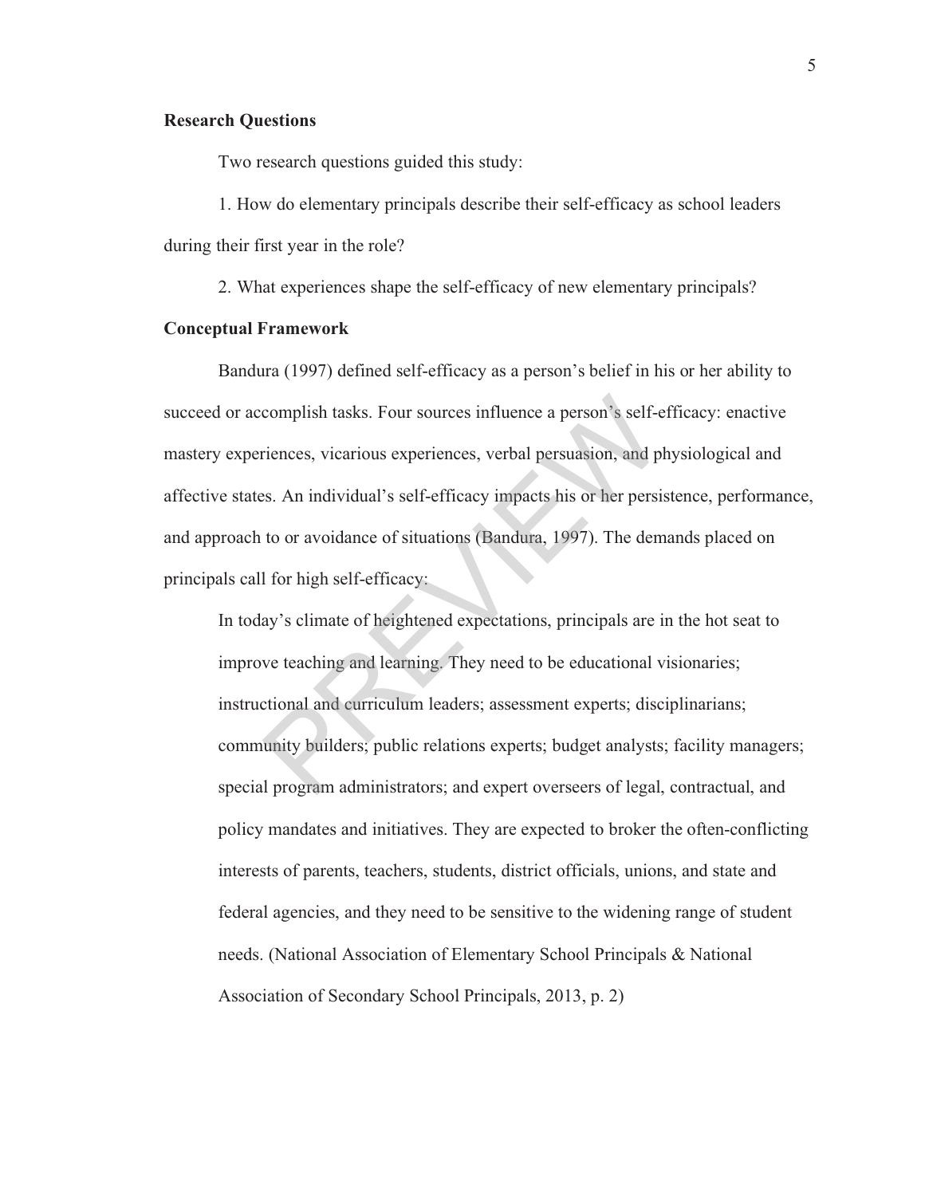**Research Questions**

Two research questions guided this study:

1. How do elementary principals describe their self-efficacy as school leaders during their first year in the role?

2. What experiences shape the self-efficacy of new elementary principals?

**Conceptual Framework**

Bandura (1997) defined self-efficacy as a person's belief in his or her ability to succeed or accomplish tasks. Four sources influence a person's self-efficacy: enactive mastery experiences, vicarious experiences, verbal persuasion, and physiological and affective states. An individual's self-efficacy impacts his or her persistence, performance, and approach to or avoidance of situations (Bandura, 1997). The demands placed on principals call for high self-efficacy:

> In today's climate of heightened expectations, principals are in the hot seat to improve teaching and learning. They need to be educational visionaries; instructional and curriculum leaders; assessment experts; disciplinarians; community builders; public relations experts; budget analysts; facility managers; special program administrators; and expert overseers of legal, contractual, and policy mandates and initiatives. They are expected to broker the often-conflicting interests of parents, teachers, students, district officials, unions, and state and federal agencies, and they need to be sensitive to the widening range of student needs. (National Association of Elementary School Principals & National Association of Secondary School Principals, 2013, p. 2)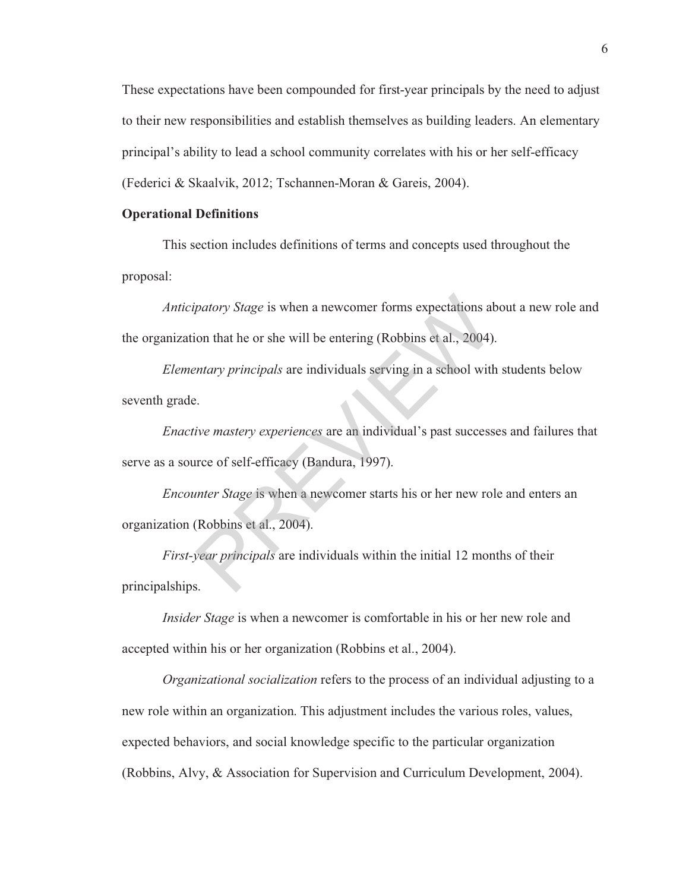These expectations have been compounded for first-year principals by the need to adjust to their new responsibilities and establish themselves as building leaders. An elementary principal's ability to lead a school community correlates with his or her self-efficacy (Federici & Skaalvik, 2012; Tschannen-Moran & Gareis, 2004).

**Operational Definitions**

This section includes definitions of terms and concepts used throughout the proposal:

*Anticipatory Stage* is when a newcomer forms expectations about a new role and the organization that he or she will be entering (Robbins et al., 2004).

*Elementary principals* are individuals serving in a school with students below seventh grade.

*Enactive mastery experiences* are an individual's past successes and failures that serve as a source of self-efficacy (Bandura, 1997).

*Encounter Stage* is when a newcomer starts his or her new role and enters an organization (Robbins et al., 2004).

*First-year principals* are individuals within the initial 12 months of their principalships.

*Insider Stage* is when a newcomer is comfortable in his or her new role and accepted within his or her organization (Robbins et al., 2004).

*Organizational socialization* refers to the process of an individual adjusting to a new role within an organization. This adjustment includes the various roles, values, expected behaviors, and social knowledge specific to the particular organization (Robbins, Alvy, & Association for Supervision and Curriculum Development, 2004).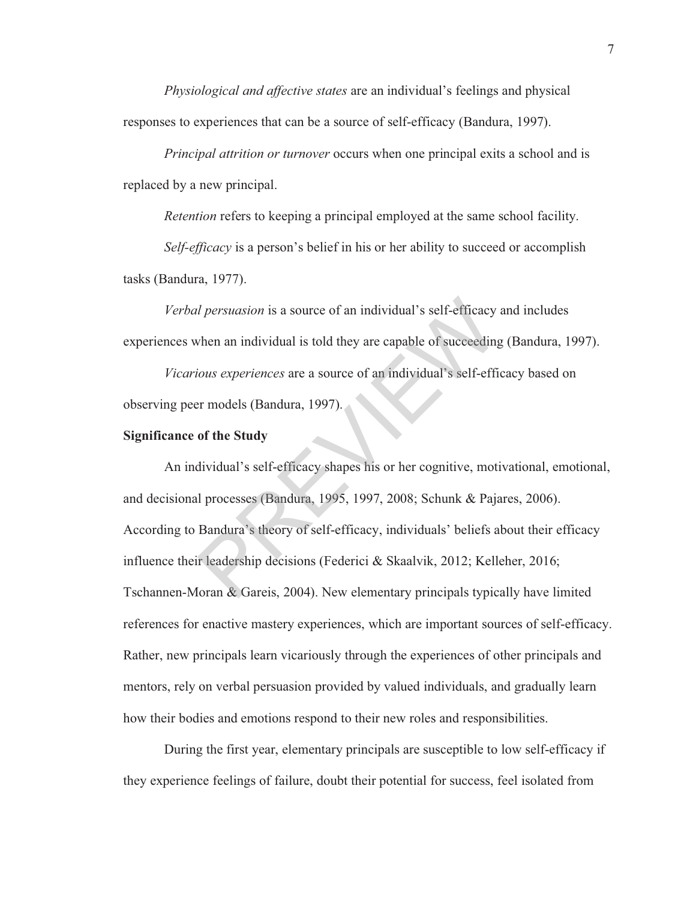*Physiological and affective states* are an individual's feelings and physical responses to experiences that can be a source of self-efficacy (Bandura, 1997).

*Principal attrition or turnover* occurs when one principal exits a school and is replaced by a new principal.

*Retention* refers to keeping a principal employed at the same school facility.

*Self-efficacy* is a person's belief in his or her ability to succeed or accomplish tasks (Bandura, 1977).

*Verbal persuasion* is a source of an individual's self-efficacy and includes experiences when an individual is told they are capable of succeeding (Bandura, 1997).

*Vicarious experiences* are a source of an individual's self-efficacy based on observing peer models (Bandura, 1997).

**Significance of the Study**

An individual's self-efficacy shapes his or her cognitive, motivational, emotional, and decisional processes (Bandura, 1995, 1997, 2008; Schunk & Pajares, 2006). According to Bandura's theory of self-efficacy, individuals' beliefs about their efficacy influence their leadership decisions (Federici & Skaalvik, 2012; Kelleher, 2016; Tschannen-Moran & Gareis, 2004). New elementary principals typically have limited references for enactive mastery experiences, which are important sources of self-efficacy. Rather, new principals learn vicariously through the experiences of other principals and mentors, rely on verbal persuasion provided by valued individuals, and gradually learn how their bodies and emotions respond to their new roles and responsibilities.

During the first year, elementary principals are susceptible to low self-efficacy if they experience feelings of failure, doubt their potential for success, feel isolated from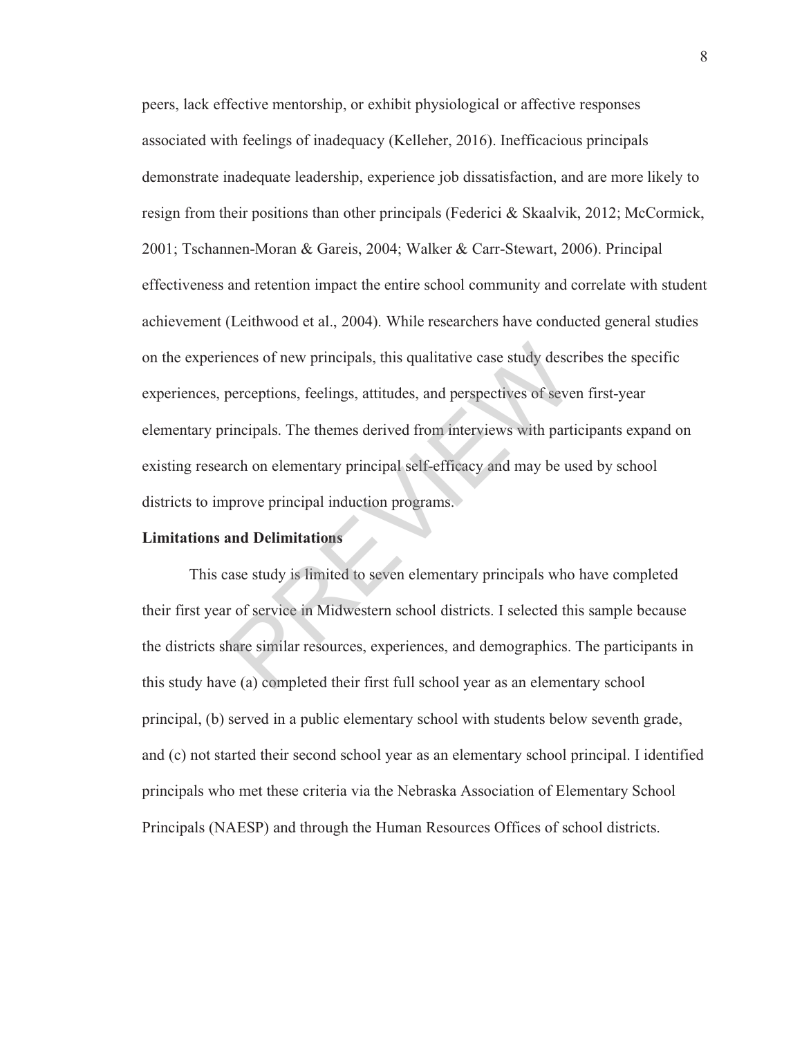peers, lack effective mentorship, or exhibit physiological or affective responses associated with feelings of inadequacy (Kelleher, 2016). Inefficacious principals demonstrate inadequate leadership, experience job dissatisfaction, and are more likely to resign from their positions than other principals (Federici & Skaalvik, 2012; McCormick, 2001; Tschannen-Moran & Gareis, 2004; Walker & Carr-Stewart, 2006). Principal effectiveness and retention impact the entire school community and correlate with student achievement (Leithwood et al., 2004). While researchers have conducted general studies on the experiences of new principals, this qualitative case study describes the specific experiences, perceptions, feelings, attitudes, and perspectives of seven first-year elementary principals. The themes derived from interviews with participants expand on existing research on elementary principal self-efficacy and may be used by school districts to improve principal induction programs.

**Limitations and Delimitations**

This case study is limited to seven elementary principals who have completed their first year of service in Midwestern school districts. I selected this sample because the districts share similar resources, experiences, and demographics. The participants in this study have (a) completed their first full school year as an elementary school principal, (b) served in a public elementary school with students below seventh grade, and (c) not started their second school year as an elementary school principal. I identified principals who met these criteria via the Nebraska Association of Elementary School Principals (NAESP) and through the Human Resources Offices of school districts.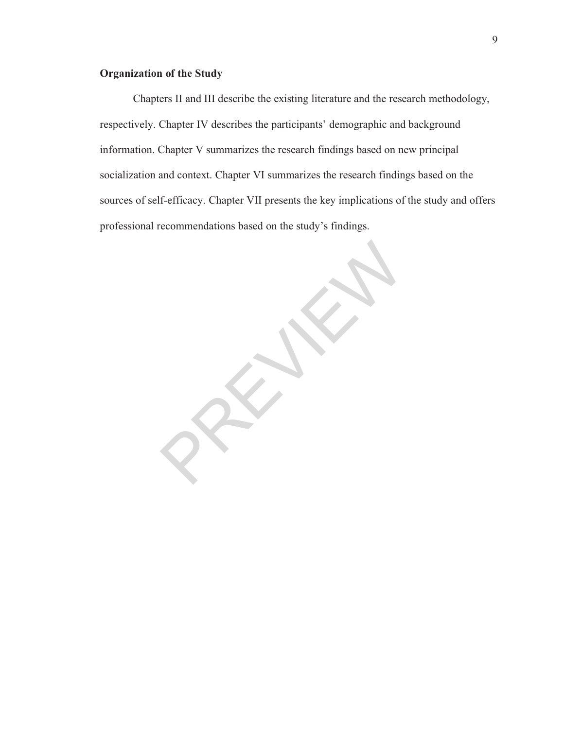## Organization of the Study

Chapters II and III describe the existing literature and the research methodology, respectively. Chapter IV describes the participants' demographic and background information. Chapter V summarizes the research findings based on new principal socialization and context. Chapter VI summarizes the research findings based on the sources of self-efficacy. Chapter VII presents the key implications of the study and offers professional recommendations based on the study's findings.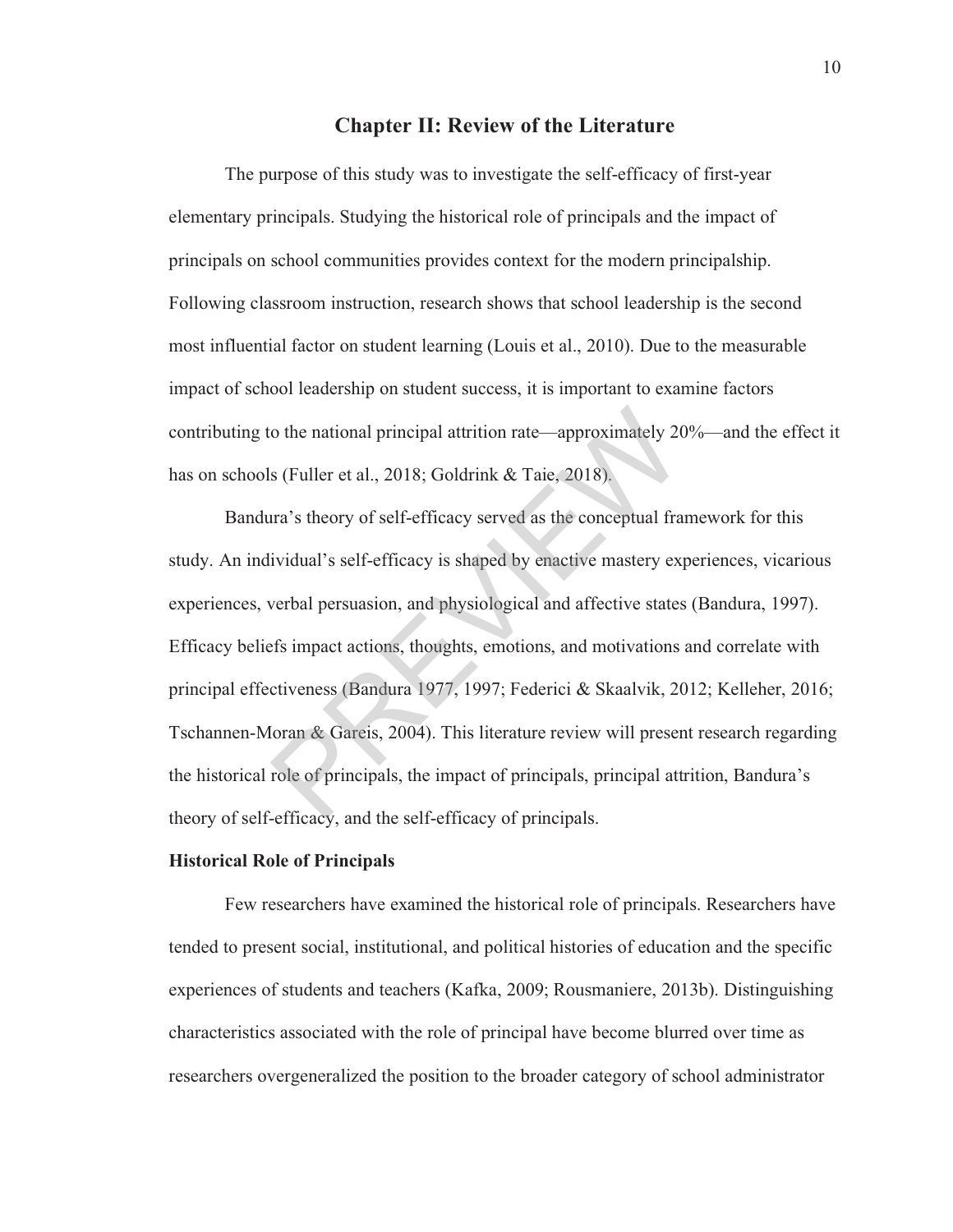# Chapter II: Review of the Literature

The purpose of this study was to investigate the self-efficacy of first-year elementary principals. Studying the historical role of principals and the impact of principals on school communities provides context for the modern principalship. Following classroom instruction, research shows that school leadership is the second most influential factor on student learning (Louis et al., 2010). Due to the measurable impact of school leadership on student success, it is important to examine factors contributing to the national principal attrition rate—approximately 20%—and the effect it has on schools (Fuller et al., 2018; Goldrink & Taie, 2018).

Bandura's theory of self-efficacy served as the conceptual framework for this study. An individual's self-efficacy is shaped by enactive mastery experiences, vicarious experiences, verbal persuasion, and physiological and affective states (Bandura, 1997). Efficacy beliefs impact actions, thoughts, emotions, and motivations and correlate with principal effectiveness (Bandura 1977, 1997; Federici & Skaalvik, 2012; Kelleher, 2016; Tschannen-Moran & Gareis, 2004). This literature review will present research regarding the historical role of principals, the impact of principals, principal attrition, Bandura's theory of self-efficacy, and the self-efficacy of principals.

## Historical Role of Principals

Few researchers have examined the historical role of principals. Researchers have tended to present social, institutional, and political histories of education and the specific experiences of students and teachers (Kafka, 2009; Rousmaniere, 2013b). Distinguishing characteristics associated with the role of principal have become blurred over time as researchers overgeneralized the position to the broader category of school administrator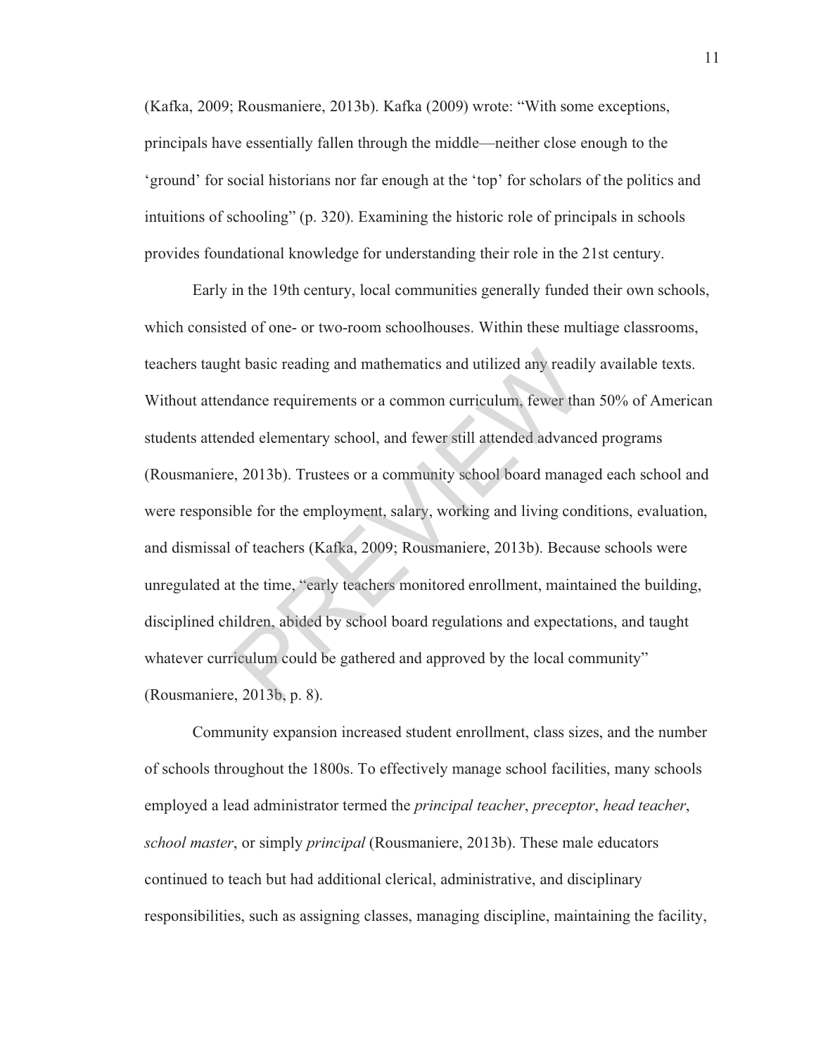(Kafka, 2009; Rousmaniere, 2013b). Kafka (2009) wrote: "With some exceptions, principals have essentially fallen through the middle—neither close enough to the 'ground' for social historians nor far enough at the 'top' for scholars of the politics and intuitions of schooling" (p. 320). Examining the historic role of principals in schools provides foundational knowledge for understanding their role in the 21st century.

Early in the 19th century, local communities generally funded their own schools, which consisted of one- or two-room schoolhouses. Within these multiage classrooms, teachers taught basic reading and mathematics and utilized any readily available texts. Without attendance requirements or a common curriculum, fewer than 50% of American students attended elementary school, and fewer still attended advanced programs (Rousmaniere, 2013b). Trustees or a community school board managed each school and were responsible for the employment, salary, working and living conditions, evaluation, and dismissal of teachers (Kafka, 2009; Rousmaniere, 2013b). Because schools were unregulated at the time, "early teachers monitored enrollment, maintained the building, disciplined children, abided by school board regulations and expectations, and taught whatever curriculum could be gathered and approved by the local community" (Rousmaniere, 2013b, p. 8).

Community expansion increased student enrollment, class sizes, and the number of schools throughout the 1800s. To effectively manage school facilities, many schools employed a lead administrator termed the *principal teacher*, *preceptor*, *head teacher*, *school master*, or simply *principal* (Rousmaniere, 2013b). These male educators continued to teach but had additional clerical, administrative, and disciplinary responsibilities, such as assigning classes, managing discipline, maintaining the facility,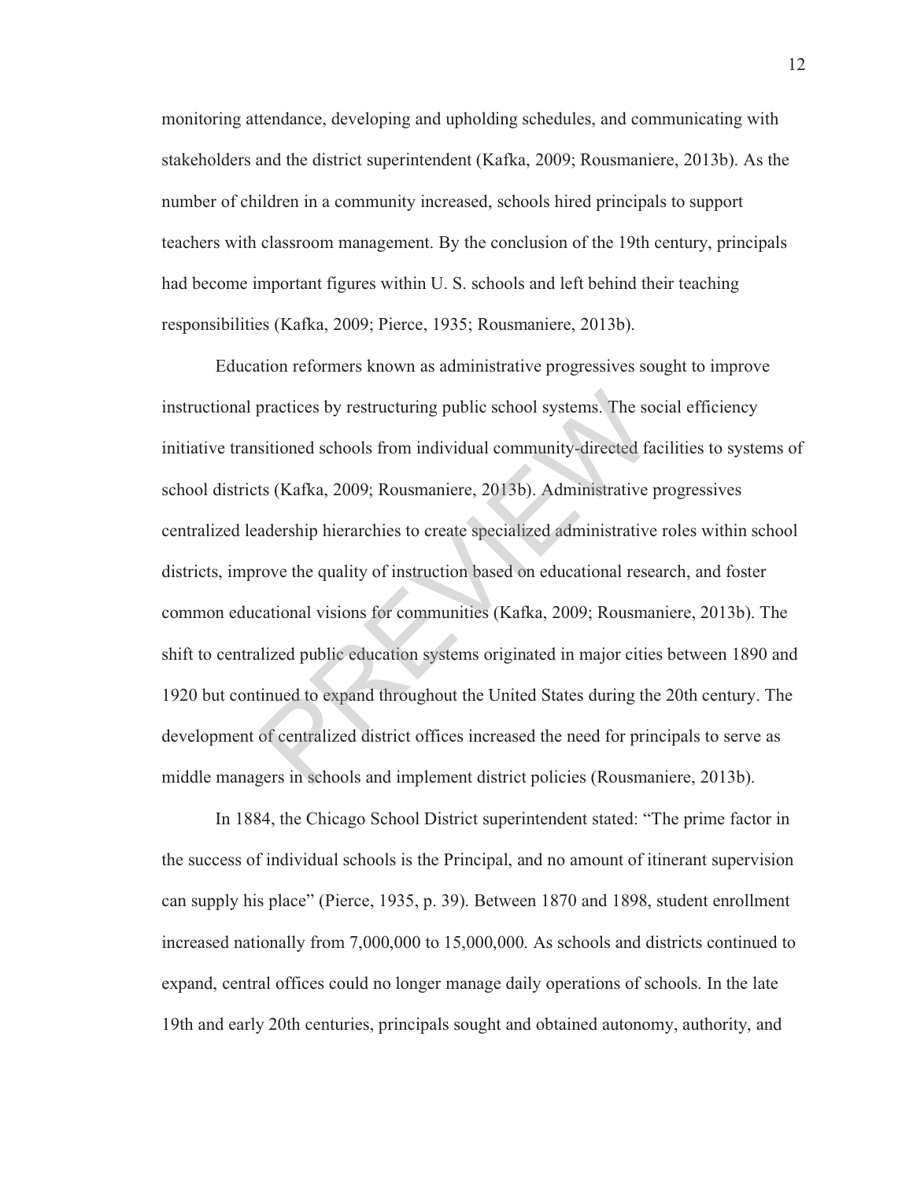monitoring attendance, developing and upholding schedules, and communicating with stakeholders and the district superintendent (Kafka, 2009; Rousmaniere, 2013b). As the number of children in a community increased, schools hired principals to support teachers with classroom management. By the conclusion of the 19th century, principals had become important figures within U. S. schools and left behind their teaching responsibilities (Kafka, 2009; Pierce, 1935; Rousmaniere, 2013b).

Education reformers known as administrative progressives sought to improve instructional practices by restructuring public school systems. The social efficiency initiative transitioned schools from individual community-directed facilities to systems of school districts (Kafka, 2009; Rousmaniere, 2013b). Administrative progressives centralized leadership hierarchies to create specialized administrative roles within school districts, improve the quality of instruction based on educational research, and foster common educational visions for communities (Kafka, 2009; Rousmaniere, 2013b). The shift to centralized public education systems originated in major cities between 1890 and 1920 but continued to expand throughout the United States during the 20th century. The development of centralized district offices increased the need for principals to serve as middle managers in schools and implement district policies (Rousmaniere, 2013b).

In 1884, the Chicago School District superintendent stated: "The prime factor in the success of individual schools is the Principal, and no amount of itinerant supervision can supply his place" (Pierce, 1935, p. 39). Between 1870 and 1898, student enrollment increased nationally from 7,000,000 to 15,000,000. As schools and districts continued to expand, central offices could no longer manage daily operations of schools. In the late 19th and early 20th centuries, principals sought and obtained autonomy, authority, and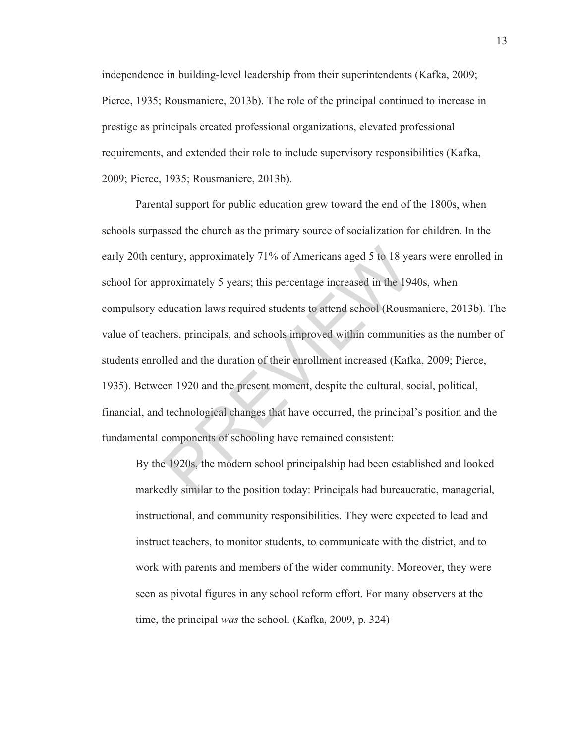independence in building-level leadership from their superintendents (Kafka, 2009; Pierce, 1935; Rousmaniere, 2013b). The role of the principal continued to increase in prestige as principals created professional organizations, elevated professional requirements, and extended their role to include supervisory responsibilities (Kafka, 2009; Pierce, 1935; Rousmaniere, 2013b).

Parental support for public education grew toward the end of the 1800s, when schools surpassed the church as the primary source of socialization for children. In the early 20th century, approximately 71% of Americans aged 5 to 18 years were enrolled in school for approximately 5 years; this percentage increased in the 1940s, when compulsory education laws required students to attend school (Rousmaniere, 2013b). The value of teachers, principals, and schools improved within communities as the number of students enrolled and the duration of their enrollment increased (Kafka, 2009; Pierce, 1935). Between 1920 and the present moment, despite the cultural, social, political, financial, and technological changes that have occurred, the principal's position and the fundamental components of schooling have remained consistent:

> By the 1920s, the modern school principalship had been established and looked markedly similar to the position today: Principals had bureaucratic, managerial, instructional, and community responsibilities. They were expected to lead and instruct teachers, to monitor students, to communicate with the district, and to work with parents and members of the wider community. Moreover, they were seen as pivotal figures in any school reform effort. For many observers at the time, the principal *was* the school. (Kafka, 2009, p. 324)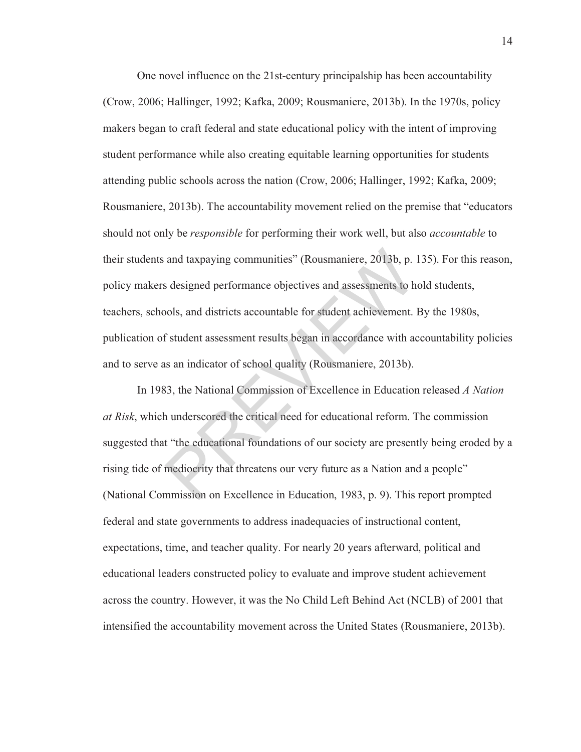One novel influence on the 21st-century principalship has been accountability (Crow, 2006; Hallinger, 1992; Kafka, 2009; Rousmaniere, 2013b). In the 1970s, policy makers began to craft federal and state educational policy with the intent of improving student performance while also creating equitable learning opportunities for students attending public schools across the nation (Crow, 2006; Hallinger, 1992; Kafka, 2009; Rousmaniere, 2013b). The accountability movement relied on the premise that "educators should not only be *responsible* for performing their work well, but also *accountable* to their students and taxpaying communities" (Rousmaniere, 2013b, p. 135). For this reason, policy makers designed performance objectives and assessments to hold students, teachers, schools, and districts accountable for student achievement. By the 1980s, publication of student assessment results began in accordance with accountability policies and to serve as an indicator of school quality (Rousmaniere, 2013b).

In 1983, the National Commission of Excellence in Education released *A Nation at Risk*, which underscored the critical need for educational reform. The commission suggested that "the educational foundations of our society are presently being eroded by a rising tide of mediocrity that threatens our very future as a Nation and a people" (National Commission on Excellence in Education, 1983, p. 9). This report prompted federal and state governments to address inadequacies of instructional content, expectations, time, and teacher quality. For nearly 20 years afterward, political and educational leaders constructed policy to evaluate and improve student achievement across the country. However, it was the No Child Left Behind Act (NCLB) of 2001 that intensified the accountability movement across the United States (Rousmaniere, 2013b).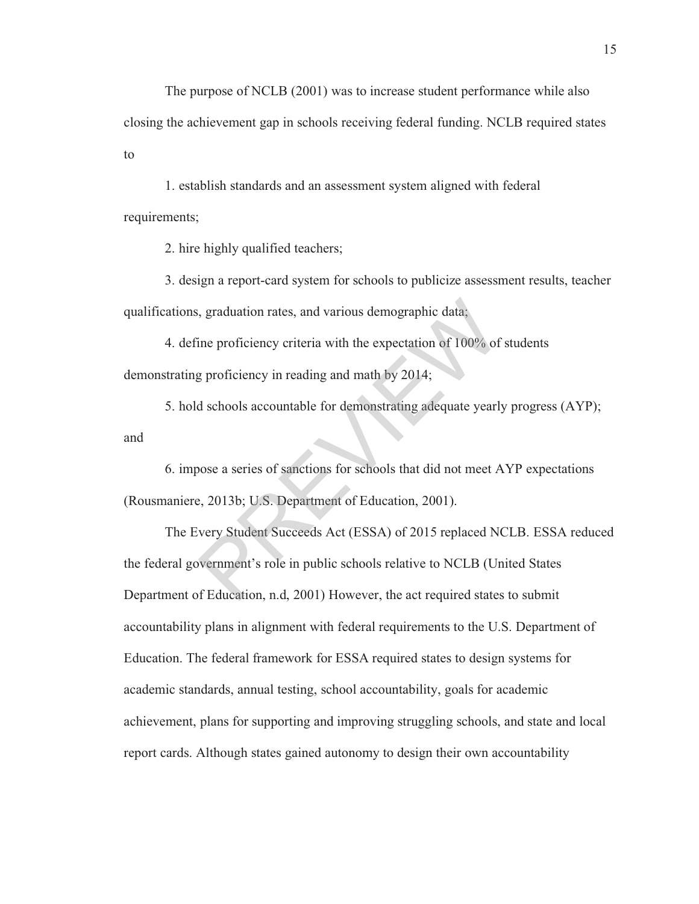The purpose of NCLB (2001) was to increase student performance while also closing the achievement gap in schools receiving federal funding. NCLB required states to

1. establish standards and an assessment system aligned with federal requirements;

2. hire highly qualified teachers;

3. design a report-card system for schools to publicize assessment results, teacher qualifications, graduation rates, and various demographic data;

4. define proficiency criteria with the expectation of 100% of students demonstrating proficiency in reading and math by 2014;

5. hold schools accountable for demonstrating adequate yearly progress (AYP); and

6. impose a series of sanctions for schools that did not meet AYP expectations (Rousmaniere, 2013b; U.S. Department of Education, 2001).

The Every Student Succeeds Act (ESSA) of 2015 replaced NCLB. ESSA reduced the federal government's role in public schools relative to NCLB (United States Department of Education, n.d, 2001) However, the act required states to submit accountability plans in alignment with federal requirements to the U.S. Department of Education. The federal framework for ESSA required states to design systems for academic standards, annual testing, school accountability, goals for academic achievement, plans for supporting and improving struggling schools, and state and local report cards. Although states gained autonomy to design their own accountability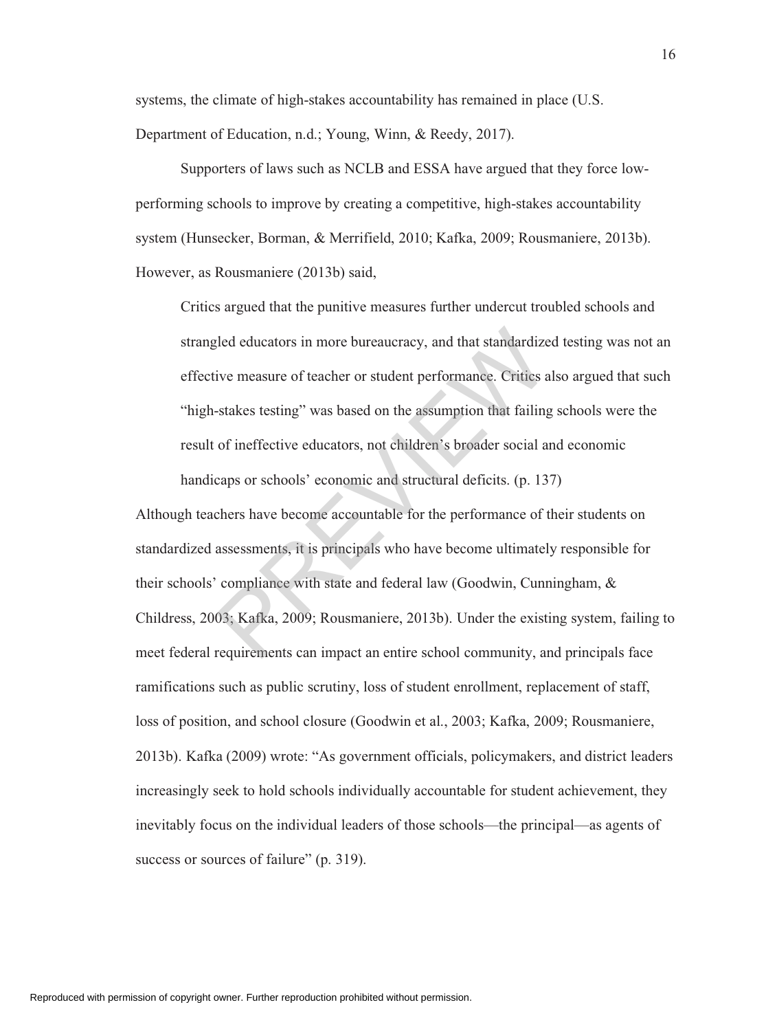systems, the climate of high-stakes accountability has remained in place (U.S. Department of Education, n.d.; Young, Winn, & Reedy, 2017).

Supporters of laws such as NCLB and ESSA have argued that they force low-performing schools to improve by creating a competitive, high-stakes accountability system (Hunsecker, Borman, & Merrifield, 2010; Kafka, 2009; Rousmaniere, 2013b). However, as Rousmaniere (2013b) said,

> Critics argued that the punitive measures further undercut troubled schools and strangled educators in more bureaucracy, and that standardized testing was not an effective measure of teacher or student performance. Critics also argued that such "high-stakes testing" was based on the assumption that failing schools were the result of ineffective educators, not children's broader social and economic handicaps or schools' economic and structural deficits. (p. 137)

Although teachers have become accountable for the performance of their students on standardized assessments, it is principals who have become ultimately responsible for their schools' compliance with state and federal law (Goodwin, Cunningham, & Childress, 2003; Kafka, 2009; Rousmaniere, 2013b). Under the existing system, failing to meet federal requirements can impact an entire school community, and principals face ramifications such as public scrutiny, loss of student enrollment, replacement of staff, loss of position, and school closure (Goodwin et al., 2003; Kafka, 2009; Rousmaniere, 2013b). Kafka (2009) wrote: "As government officials, policymakers, and district leaders increasingly seek to hold schools individually accountable for student achievement, they inevitably focus on the individual leaders of those schools—the principal—as agents of success or sources of failure" (p. 319).